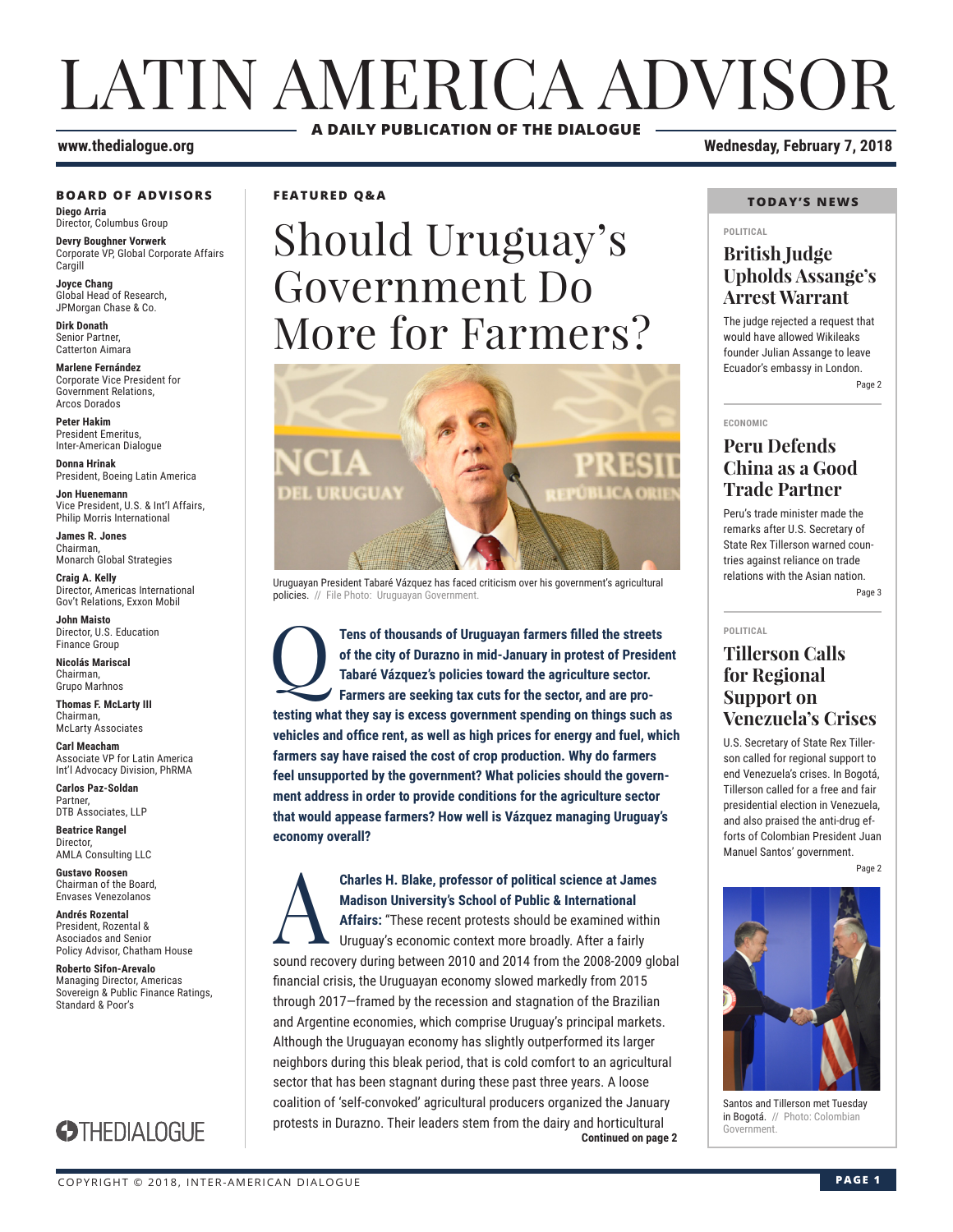# LATIN AMERICA ADVISOR

**A DAILY PUBLICATION OF THE DIALOGUE**

**www.thedialogue.org** **Wednesday, February 7, 2018**

### BOARD OF ADVISORS

**Diego Arria**
Director, Columbus Group

**Devry Boughner Vorwerk**
Corporate VP, Global Corporate Affairs
Cargill

**Joyce Chang**
Global Head of Research,
JPMorgan Chase & Co.

**Dirk Donath**
Senior Partner,
Catterton Aimara

**Marlene Fernández**
Corporate Vice President for
Government Relations,
Arcos Dorados

**Peter Hakim**
President Emeritus,
Inter-American Dialogue

**Donna Hrinak**
President, Boeing Latin America

**Jon Huenemann**
Vice President, U.S. & Int'l Affairs,
Philip Morris International

**James R. Jones**
Chairman,
Monarch Global Strategies

**Craig A. Kelly**
Director, Americas International
Gov't Relations, Exxon Mobil

**John Maisto**
Director, U.S. Education
Finance Group

**Nicolás Mariscal**
Chairman,
Grupo Marhnos

**Thomas F. McLarty III**
Chairman,
McLarty Associates

**Carl Meacham**
Associate VP for Latin America
Int'l Advocacy Division, PhRMA

**Carlos Paz-Soldan**
Partner,
DTB Associates, LLP

**Beatrice Rangel**
Director,
AMLA Consulting LLC

**Gustavo Roosen**
Chairman of the Board,
Envases Venezolanos

**Andrés Rozental**
President, Rozental &
Asociados and Senior
Policy Advisor, Chatham House

**Roberto Sifon-Arevalo**
Managing Director, Americas
Sovereign & Public Finance Ratings,
Standard & Poor's

THEDIALOGUE

**FEATURED Q&A**

## Should Uruguay's Government Do More for Farmers?

Uruguayan President Tabaré Vázquez has faced criticism over his government's agricultural policies. // File Photo: Uruguayan Government.

**Q** **Tens of thousands of Uruguayan farmers filled the streets of the city of Durazno in mid-January in protest of President Tabaré Vázquez's policies toward the agriculture sector. Farmers are seeking tax cuts for the sector, and are protesting what they say is excess government spending on things such as vehicles and office rent, as well as high prices for energy and fuel, which farmers say have raised the cost of crop production. Why do farmers feel unsupported by the government? What policies should the government address in order to provide conditions for the agriculture sector that would appease farmers? How well is Vázquez managing Uruguay's economy overall?**

**A** **Charles H. Blake, professor of political science at James Madison University's School of Public & International Affairs:** "These recent protests should be examined within Uruguay's economic context more broadly. After a fairly sound recovery during between 2010 and 2014 from the 2008-2009 global financial crisis, the Uruguayan economy slowed markedly from 2015 through 2017—framed by the recession and stagnation of the Brazilian and Argentine economies, which comprise Uruguay's principal markets. Although the Uruguayan economy has slightly outperformed its larger neighbors during this bleak period, that is cold comfort to an agricultural sector that has been stagnant during these past three years. A loose coalition of 'self-convoked' agricultural producers organized the January protests in Durazno. Their leaders stem from the dairy and horticultural

**Continued on page 2**

### TODAY'S NEWS

**POLITICAL**

### British Judge Upholds Assange's Arrest Warrant

The judge rejected a request that would have allowed Wikileaks founder Julian Assange to leave Ecuador's embassy in London.

Page 2

**ECONOMIC**

### Peru Defends China as a Good Trade Partner

Peru's trade minister made the remarks after U.S. Secretary of State Rex Tillerson warned countries against reliance on trade relations with the Asian nation.

Page 3

**POLITICAL**

### Tillerson Calls for Regional Support on Venezuela's Crises

U.S. Secretary of State Rex Tillerson called for regional support to end Venezuela's crises. In Bogotá, Tillerson called for a free and fair presidential election in Venezuela, and also praised the anti-drug efforts of Colombian President Juan Manuel Santos' government.

Page 2

Santos and Tillerson met Tuesday in Bogotá. // Photo: Colombian Government.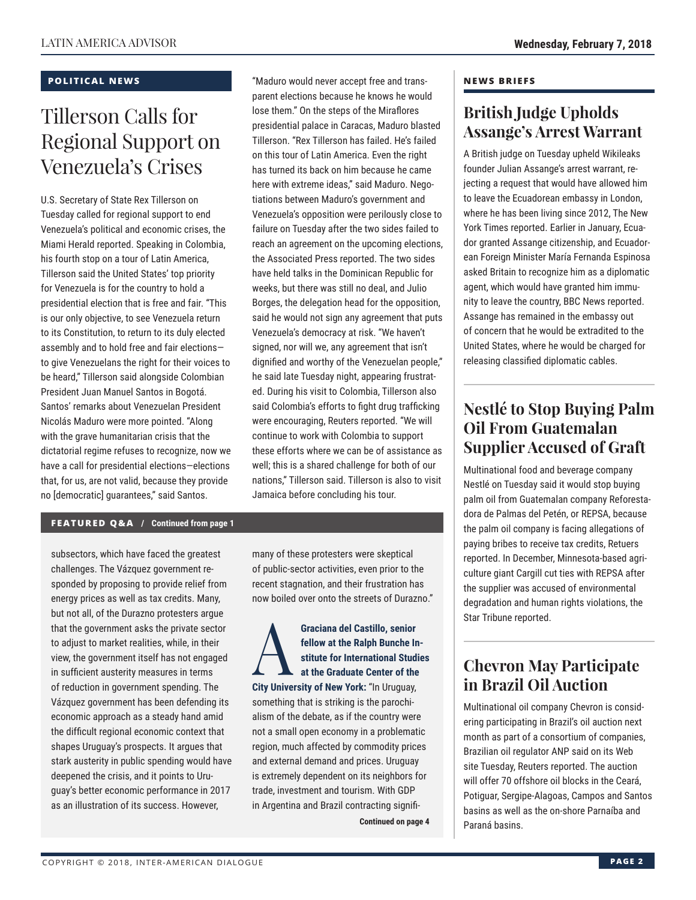## POLITICAL NEWS

# Tillerson Calls for Regional Support on Venezuela's Crises

U.S. Secretary of State Rex Tillerson on Tuesday called for regional support to end Venezuela's political and economic crises, the Miami Herald reported. Speaking in Colombia, his fourth stop on a tour of Latin America, Tillerson said the United States' top priority for Venezuela is for the country to hold a presidential election that is free and fair. "This is our only objective, to see Venezuela return to its Constitution, to return to its duly elected assembly and to hold free and fair elections—to give Venezuelans the right for their voices to be heard," Tillerson said alongside Colombian President Juan Manuel Santos in Bogotá. Santos' remarks about Venezuelan President Nicolás Maduro were more pointed. "Along with the grave humanitarian crisis that the dictatorial regime refuses to recognize, now we have a call for presidential elections—elections that, for us, are not valid, because they provide no [democratic] guarantees," said Santos. "Maduro would never accept free and transparent elections because he knows he would lose them." On the steps of the Miraflores presidential palace in Caracas, Maduro blasted Tillerson. "Rex Tillerson has failed. He's failed on this tour of Latin America. Even the right has turned its back on him because he came here with extreme ideas," said Maduro. Negotiations between Maduro's government and Venezuela's opposition were perilously close to failure on Tuesday after the two sides failed to reach an agreement on the upcoming elections, the Associated Press reported. The two sides have held talks in the Dominican Republic for weeks, but there was still no deal, and Julio Borges, the delegation head for the opposition, said he would not sign any agreement that puts Venezuela's democracy at risk. "We haven't signed, nor will we, any agreement that isn't dignified and worthy of the Venezuelan people," he said late Tuesday night, appearing frustrated. During his visit to Colombia, Tillerson also said Colombia's efforts to fight drug trafficking were encouraging, Reuters reported. "We will continue to work with Colombia to support these efforts where we can be of assistance as well; this is a shared challenge for both of our nations," Tillerson said. Tillerson is also to visit Jamaica before concluding his tour.

## FEATURED Q&A / Continued from page 1

subsectors, which have faced the greatest challenges. The Vázquez government responded by proposing to provide relief from energy prices as well as tax credits. Many, but not all, of the Durazno protesters argue that the government asks the private sector to adjust to market realities, while, in their view, the government itself has not engaged in sufficient austerity measures in terms of reduction in government spending. The Vázquez government has been defending its economic approach as a steady hand amid the difficult regional economic context that shapes Uruguay's prospects. It argues that stark austerity in public spending would have deepened the crisis, and it points to Uruguay's better economic performance in 2017 as an illustration of its success. However, many of these protesters were skeptical of public-sector activities, even prior to the recent stagnation, and their frustration has now boiled over onto the streets of Durazno."

**A** **Graciana del Castillo, senior fellow at the Ralph Bunche Institute for International Studies at the Graduate Center of the City University of New York:** "In Uruguay, something that is striking is the parochialism of the debate, as if the country were not a small open economy in a problematic region, much affected by commodity prices and external demand and prices. Uruguay is extremely dependent on its neighbors for trade, investment and tourism. With GDP in Argentina and Brazil contracting signifi-

**Continued on page 4**

## NEWS BRIEFS

### British Judge Upholds Assange's Arrest Warrant

A British judge on Tuesday upheld Wikileaks founder Julian Assange's arrest warrant, rejecting a request that would have allowed him to leave the Ecuadorean embassy in London, where he has been living since 2012, The New York Times reported. Earlier in January, Ecuador granted Assange citizenship, and Ecuadorean Foreign Minister María Fernanda Espinosa asked Britain to recognize him as a diplomatic agent, which would have granted him immunity to leave the country, BBC News reported. Assange has remained in the embassy out of concern that he would be extradited to the United States, where he would be charged for releasing classified diplomatic cables.

### Nestlé to Stop Buying Palm Oil From Guatemalan Supplier Accused of Graft

Multinational food and beverage company Nestlé on Tuesday said it would stop buying palm oil from Guatemalan company Reforestadora de Palmas del Petén, or REPSA, because the palm oil company is facing allegations of paying bribes to receive tax credits, Retuers reported. In December, Minnesota-based agriculture giant Cargill cut ties with REPSA after the supplier was accused of environmental degradation and human rights violations, the Star Tribune reported.

### Chevron May Participate in Brazil Oil Auction

Multinational oil company Chevron is considering participating in Brazil's oil auction next month as part of a consortium of companies, Brazilian oil regulator ANP said on its Web site Tuesday, Reuters reported. The auction will offer 70 offshore oil blocks in the Ceará, Potiguar, Sergipe-Alagoas, Campos and Santos basins as well as the on-shore Parnaíba and Paraná basins.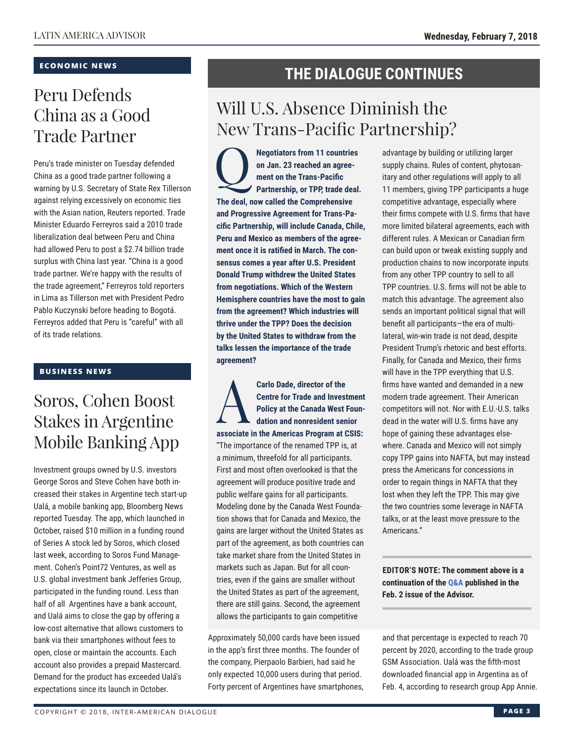## ECONOMIC NEWS

# Peru Defends China as a Good Trade Partner

Peru's trade minister on Tuesday defended China as a good trade partner following a warning by U.S. Secretary of State Rex Tillerson against relying excessively on economic ties with the Asian nation, Reuters reported. Trade Minister Eduardo Ferreyros said a 2010 trade liberalization deal between Peru and China had allowed Peru to post a $2.74 billion trade surplus with China last year. "China is a good trade partner. We're happy with the results of the trade agreement," Ferreyros told reporters in Lima as Tillerson met with President Pedro Pablo Kuczynski before heading to Bogotá. Ferreyros added that Peru is "careful" with all of its trade relations.

## BUSINESS NEWS

# Soros, Cohen Boost Stakes in Argentine Mobile Banking App

Investment groups owned by U.S. investors George Soros and Steve Cohen have both increased their stakes in Argentine tech start-up Ualá, a mobile banking app, Bloomberg News reported Tuesday. The app, which launched in October, raised $10 million in a funding round of Series A stock led by Soros, which closed last week, according to Soros Fund Management. Cohen's Point72 Ventures, as well as U.S. global investment bank Jefferies Group, participated in the funding round. Less than half of all Argentines have a bank account, and Ualá aims to close the gap by offering a low-cost alternative that allows customers to bank via their smartphones without fees to open, close or maintain the accounts. Each account also provides a prepaid Mastercard. Demand for the product has exceeded Ualá's expectations since its launch in October. Approximately 50,000 cards have been issued in the app's first three months. The founder of the company, Pierpaolo Barbieri, had said he only expected 10,000 users during that period. Forty percent of Argentines have smartphones, and that percentage is expected to reach 70 percent by 2020, according to the trade group GSM Association. Ualá was the fifth-most downloaded financial app in Argentina as of Feb. 4, according to research group App Annie.

## THE DIALOGUE CONTINUES

# Will U.S. Absence Diminish the New Trans-Pacific Partnership?

**Q: Negotiators from 11 countries on Jan. 23 reached an agreement on the Trans-Pacific Partnership, or TPP, trade deal. The deal, now called the Comprehensive and Progressive Agreement for Trans-Pacific Partnership, will include Canada, Chile, Peru and Mexico as members of the agreement once it is ratified in March. The consensus comes a year after U.S. President Donald Trump withdrew the United States from negotiations. Which of the Western Hemisphere countries have the most to gain from the agreement? Which industries will thrive under the TPP? Does the decision by the United States to withdraw from the talks lessen the importance of the trade agreement?**

**A: Carlo Dade, director of the Centre for Trade and Investment Policy at the Canada West Foundation and nonresident senior associate in the Americas Program at CSIS:** "The importance of the renamed TPP is, at a minimum, threefold for all participants. First and most often overlooked is that the agreement will produce positive trade and public welfare gains for all participants. Modeling done by the Canada West Foundation shows that for Canada and Mexico, the gains are larger without the United States as part of the agreement, as both countries can take market share from the United States in markets such as Japan. But for all countries, even if the gains are smaller without the United States as part of the agreement, there are still gains. Second, the agreement allows the participants to gain competitive advantage by building or utilizing larger supply chains. Rules of content, phytosanitary and other regulations will apply to all 11 members, giving TPP participants a huge competitive advantage, especially where their firms compete with U.S. firms that have more limited bilateral agreements, each with different rules. A Mexican or Canadian firm can build upon or tweak existing supply and production chains to now incorporate inputs from any other TPP country to sell to all TPP countries. U.S. firms will not be able to match this advantage. The agreement also sends an important political signal that will benefit all participants—the era of multilateral, win-win trade is not dead, despite President Trump's rhetoric and best efforts. Finally, for Canada and Mexico, their firms will have in the TPP everything that U.S. firms have wanted and demanded in a new modern trade agreement. Their American competitors will not. Nor with E.U.-U.S. talks dead in the water will U.S. firms have any hope of gaining these advantages elsewhere. Canada and Mexico will not simply copy TPP gains into NAFTA, but may instead press the Americans for concessions in order to regain things in NAFTA that they lost when they left the TPP. This may give the two countries some leverage in NAFTA talks, or at the least move pressure to the Americans."

**EDITOR'S NOTE: The comment above is a continuation of the Q&A published in the Feb. 2 issue of the Advisor.**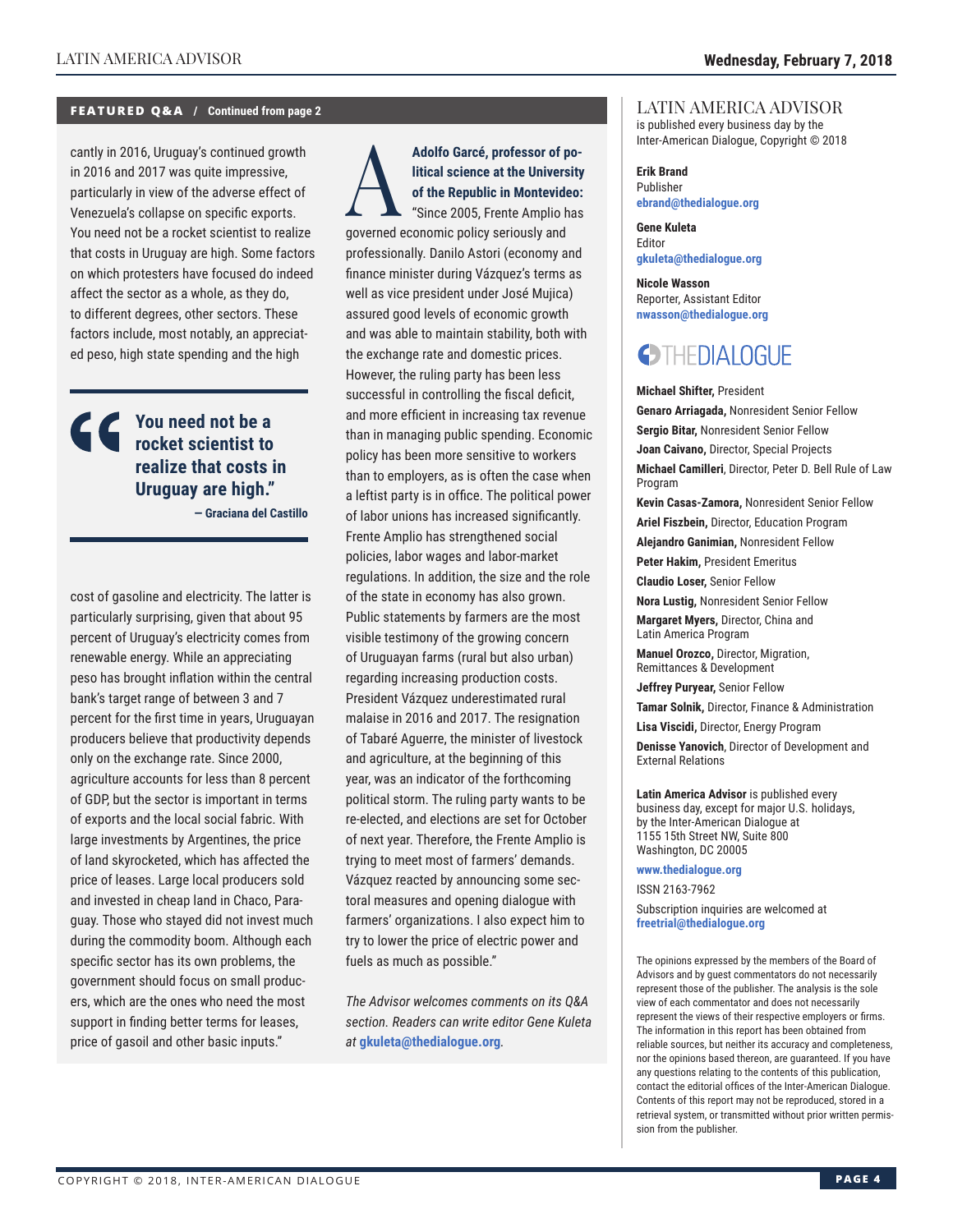**FEATURED Q&A / Continued from page 2**

cantly in 2016, Uruguay's continued growth in 2016 and 2017 was quite impressive, particularly in view of the adverse effect of Venezuela's collapse on specific exports. You need not be a rocket scientist to realize that costs in Uruguay are high. Some factors on which protesters have focused do indeed affect the sector as a whole, as they do, to different degrees, other sectors. These factors include, most notably, an appreciated peso, high state spending and the high cost of gasoline and electricity. The latter is particularly surprising, given that about 95 percent of Uruguay's electricity comes from renewable energy. While an appreciating peso has brought inflation within the central bank's target range of between 3 and 7 percent for the first time in years, Uruguayan producers believe that productivity depends only on the exchange rate. Since 2000, agriculture accounts for less than 8 percent of GDP, but the sector is important in terms of exports and the local social fabric. With large investments by Argentines, the price of land skyrocketed, which has affected the price of leases. Large local producers sold and invested in cheap land in Chaco, Paraguay. Those who stayed did not invest much during the commodity boom. Although each specific sector has its own problems, the government should focus on small producers, which are the ones who need the most support in finding better terms for leases, price of gasoil and other basic inputs."

> **"You need not be a rocket scientist to realize that costs in Uruguay are high."**
>
> **— Graciana del Castillo**

**A** **Adolfo Garcé, professor of political science at the University of the Republic in Montevideo:** "Since 2005, Frente Amplio has governed economic policy seriously and professionally. Danilo Astori (economy and finance minister during Vázquez's terms as well as vice president under José Mujica) assured good levels of economic growth and was able to maintain stability, both with the exchange rate and domestic prices. However, the ruling party has been less successful in controlling the fiscal deficit, and more efficient in increasing tax revenue than in managing public spending. Economic policy has been more sensitive to workers than to employers, as is often the case when a leftist party is in office. The political power of labor unions has increased significantly. Frente Amplio has strengthened social policies, labor wages and labor-market regulations. In addition, the size and the role of the state in economy has also grown. Public statements by farmers are the most visible testimony of the growing concern of Uruguayan farms (rural but also urban) regarding increasing production costs. President Vázquez underestimated rural malaise in 2016 and 2017. The resignation of Tabaré Aguerre, the minister of livestock and agriculture, at the beginning of this year, was an indicator of the forthcoming political storm. The ruling party wants to be re-elected, and elections are set for October of next year. Therefore, the Frente Amplio is trying to meet most of farmers' demands. Vázquez reacted by announcing some sectoral measures and opening dialogue with farmers' organizations. I also expect him to try to lower the price of electric power and fuels as much as possible."

*The Advisor welcomes comments on its Q&A section. Readers can write editor Gene Kuleta at* **gkuleta@thedialogue.org**.

LATIN AMERICA ADVISOR
is published every business day by the Inter-American Dialogue, Copyright © 2018

**Erik Brand**
Publisher
**ebrand@thedialogue.org**

**Gene Kuleta**
Editor
**gkuleta@thedialogue.org**

**Nicole Wasson**
Reporter, Assistant Editor
**nwasson@thedialogue.org**

THEDIALOGUE

**Michael Shifter,** President
**Genaro Arriagada,** Nonresident Senior Fellow
**Sergio Bitar,** Nonresident Senior Fellow
**Joan Caivano,** Director, Special Projects
**Michael Camilleri**, Director, Peter D. Bell Rule of Law Program
**Kevin Casas-Zamora,** Nonresident Senior Fellow
**Ariel Fiszbein,** Director, Education Program
**Alejandro Ganimian,** Nonresident Fellow
**Peter Hakim,** President Emeritus
**Claudio Loser,** Senior Fellow
**Nora Lustig,** Nonresident Senior Fellow
**Margaret Myers,** Director, China and Latin America Program
**Manuel Orozco,** Director, Migration, Remittances & Development
**Jeffrey Puryear,** Senior Fellow
**Tamar Solnik,** Director, Finance & Administration
**Lisa Viscidi,** Director, Energy Program
**Denisse Yanovich**, Director of Development and External Relations

**Latin America Advisor** is published every business day, except for major U.S. holidays, by the Inter-American Dialogue at
1155 15th Street NW, Suite 800
Washington, DC 20005

**www.thedialogue.org**

ISSN 2163-7962

Subscription inquiries are welcomed at **freetrial@thedialogue.org**

The opinions expressed by the members of the Board of Advisors and by guest commentators do not necessarily represent those of the publisher. The analysis is the sole view of each commentator and does not necessarily represent the views of their respective employers or firms. The information in this report has been obtained from reliable sources, but neither its accuracy and completeness, nor the opinions based thereon, are guaranteed. If you have any questions relating to the contents of this publication, contact the editorial offices of the Inter-American Dialogue. Contents of this report may not be reproduced, stored in a retrieval system, or transmitted without prior written permission from the publisher.